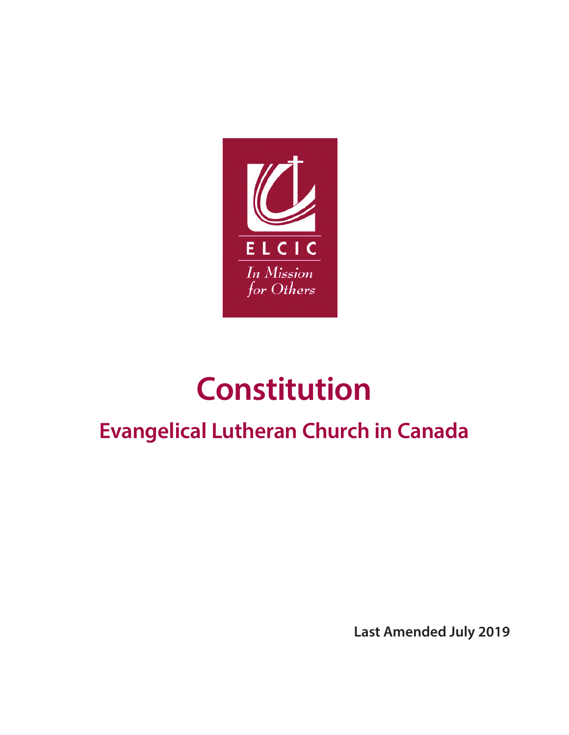ELCIC

*In Mission for Others*

# Constitution

## Evangelical Lutheran Church in Canada

**Last Amended July 2019**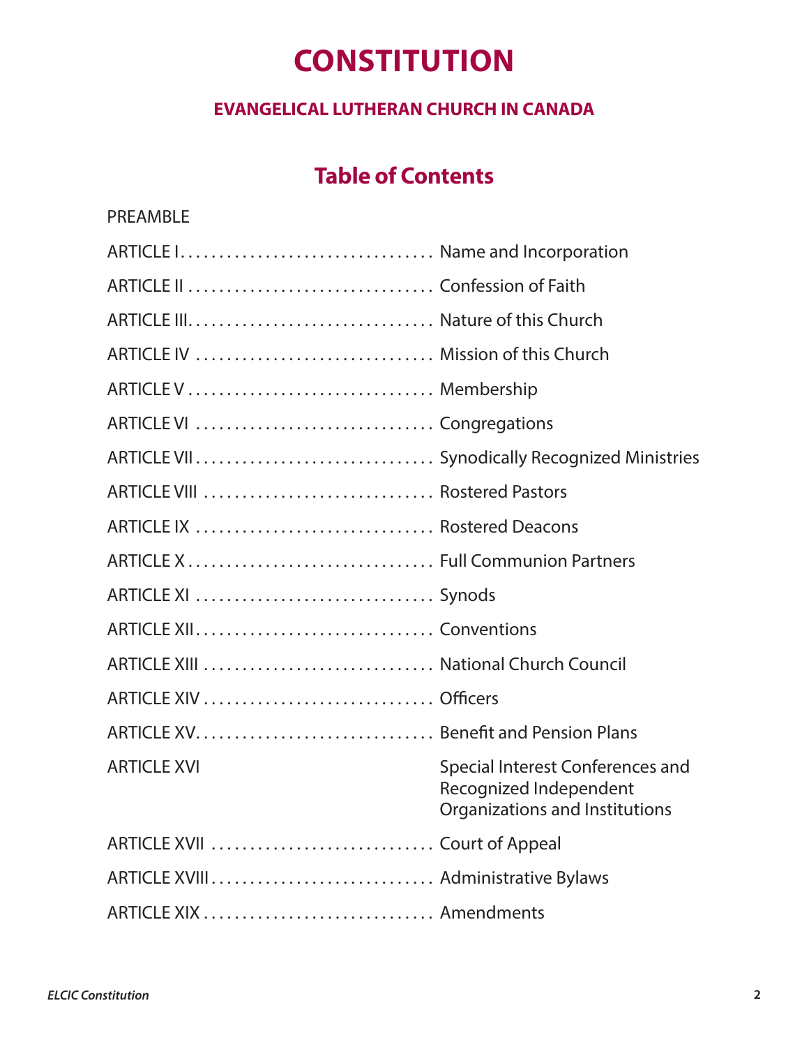# CONSTITUTION

## EVANGELICAL LUTHERAN CHURCH IN CANADA

## Table of Contents

PREAMBLE

| | |
|---|---|
| ARTICLE I | Name and Incorporation |
| ARTICLE II | Confession of Faith |
| ARTICLE III | Nature of this Church |
| ARTICLE IV | Mission of this Church |
| ARTICLE V | Membership |
| ARTICLE VI | Congregations |
| ARTICLE VII | Synodically Recognized Ministries |
| ARTICLE VIII | Rostered Pastors |
| ARTICLE IX | Rostered Deacons |
| ARTICLE X | Full Communion Partners |
| ARTICLE XI | Synods |
| ARTICLE XII | Conventions |
| ARTICLE XIII | National Church Council |
| ARTICLE XIV | Officers |
| ARTICLE XV | Benefit and Pension Plans |
| ARTICLE XVI | Special Interest Conferences and Recognized Independent Organizations and Institutions |
| ARTICLE XVII | Court of Appeal |
| ARTICLE XVIII | Administrative Bylaws |
| ARTICLE XIX | Amendments |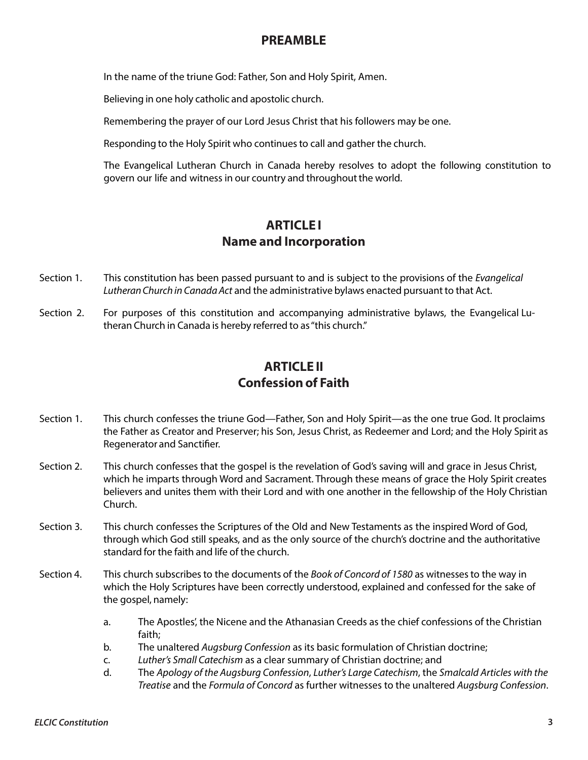## PREAMBLE

In the name of the triune God: Father, Son and Holy Spirit, Amen.

Believing in one holy catholic and apostolic church.

Remembering the prayer of our Lord Jesus Christ that his followers may be one.

Responding to the Holy Spirit who continues to call and gather the church.

The Evangelical Lutheran Church in Canada hereby resolves to adopt the following constitution to govern our life and witness in our country and throughout the world.

## ARTICLE I
## Name and Incorporation

Section 1. This constitution has been passed pursuant to and is subject to the provisions of the *Evangelical Lutheran Church in Canada Act* and the administrative bylaws enacted pursuant to that Act.

Section 2. For purposes of this constitution and accompanying administrative bylaws, the Evangelical Lutheran Church in Canada is hereby referred to as "this church."

## ARTICLE II
## Confession of Faith

Section 1. This church confesses the triune God—Father, Son and Holy Spirit—as the one true God. It proclaims the Father as Creator and Preserver; his Son, Jesus Christ, as Redeemer and Lord; and the Holy Spirit as Regenerator and Sanctifier.

Section 2. This church confesses that the gospel is the revelation of God's saving will and grace in Jesus Christ, which he imparts through Word and Sacrament. Through these means of grace the Holy Spirit creates believers and unites them with their Lord and with one another in the fellowship of the Holy Christian Church.

Section 3. This church confesses the Scriptures of the Old and New Testaments as the inspired Word of God, through which God still speaks, and as the only source of the church's doctrine and the authoritative standard for the faith and life of the church.

Section 4. This church subscribes to the documents of the *Book of Concord of 1580* as witnesses to the way in which the Holy Scriptures have been correctly understood, explained and confessed for the sake of the gospel, namely:

a. The Apostles', the Nicene and the Athanasian Creeds as the chief confessions of the Christian faith;

b. The unaltered *Augsburg Confession* as its basic formulation of Christian doctrine;

c. *Luther's Small Catechism* as a clear summary of Christian doctrine; and

d. The *Apology of the Augsburg Confession*, *Luther's Large Catechism*, the *Smalcald Articles with the Treatise* and the *Formula of Concord* as further witnesses to the unaltered *Augsburg Confession*.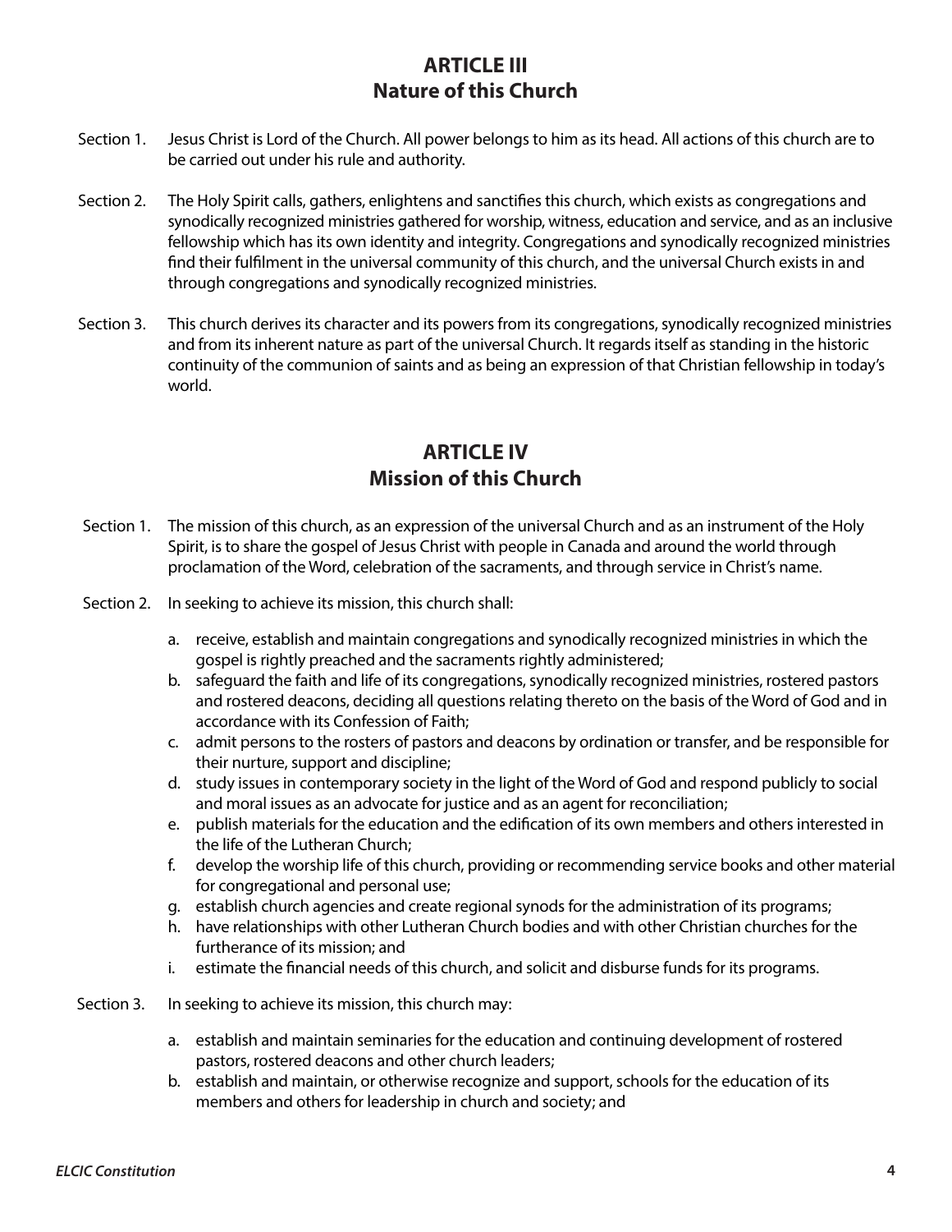## ARTICLE III
## Nature of this Church

Section 1. Jesus Christ is Lord of the Church. All power belongs to him as its head. All actions of this church are to be carried out under his rule and authority.

Section 2. The Holy Spirit calls, gathers, enlightens and sanctifies this church, which exists as congregations and synodically recognized ministries gathered for worship, witness, education and service, and as an inclusive fellowship which has its own identity and integrity. Congregations and synodically recognized ministries find their fulfilment in the universal community of this church, and the universal Church exists in and through congregations and synodically recognized ministries.

Section 3. This church derives its character and its powers from its congregations, synodically recognized ministries and from its inherent nature as part of the universal Church. It regards itself as standing in the historic continuity of the communion of saints and as being an expression of that Christian fellowship in today's world.

## ARTICLE IV
## Mission of this Church

Section 1. The mission of this church, as an expression of the universal Church and as an instrument of the Holy Spirit, is to share the gospel of Jesus Christ with people in Canada and around the world through proclamation of the Word, celebration of the sacraments, and through service in Christ's name.

Section 2. In seeking to achieve its mission, this church shall:

a. receive, establish and maintain congregations and synodically recognized ministries in which the gospel is rightly preached and the sacraments rightly administered;
b. safeguard the faith and life of its congregations, synodically recognized ministries, rostered pastors and rostered deacons, deciding all questions relating thereto on the basis of the Word of God and in accordance with its Confession of Faith;
c. admit persons to the rosters of pastors and deacons by ordination or transfer, and be responsible for their nurture, support and discipline;
d. study issues in contemporary society in the light of the Word of God and respond publicly to social and moral issues as an advocate for justice and as an agent for reconciliation;
e. publish materials for the education and the edification of its own members and others interested in the life of the Lutheran Church;
f. develop the worship life of this church, providing or recommending service books and other material for congregational and personal use;
g. establish church agencies and create regional synods for the administration of its programs;
h. have relationships with other Lutheran Church bodies and with other Christian churches for the furtherance of its mission; and
i. estimate the financial needs of this church, and solicit and disburse funds for its programs.

Section 3. In seeking to achieve its mission, this church may:

a. establish and maintain seminaries for the education and continuing development of rostered pastors, rostered deacons and other church leaders;
b. establish and maintain, or otherwise recognize and support, schools for the education of its members and others for leadership in church and society; and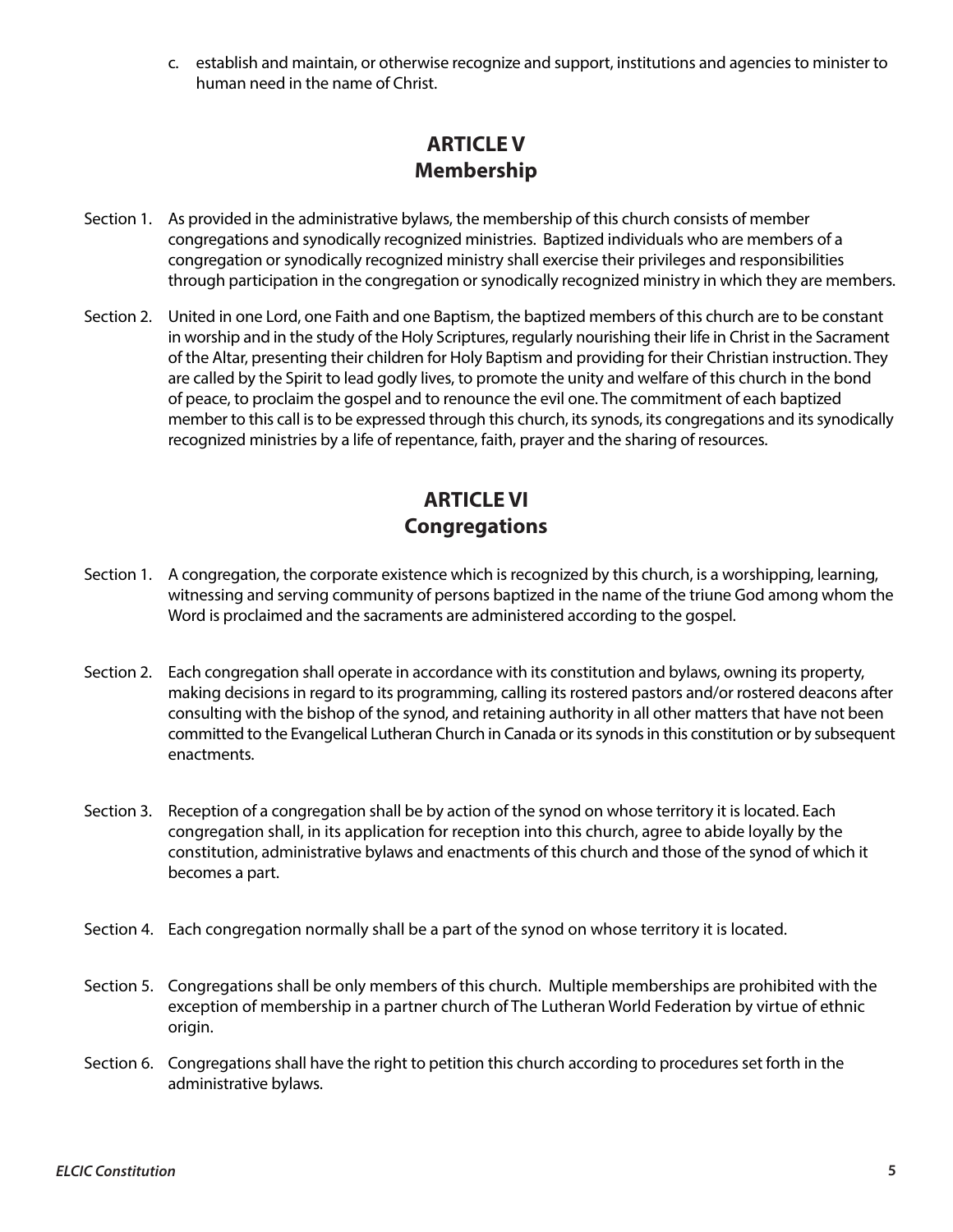c. establish and maintain, or otherwise recognize and support, institutions and agencies to minister to human need in the name of Christ.

## ARTICLE V
## Membership

Section 1. As provided in the administrative bylaws, the membership of this church consists of member congregations and synodically recognized ministries. Baptized individuals who are members of a congregation or synodically recognized ministry shall exercise their privileges and responsibilities through participation in the congregation or synodically recognized ministry in which they are members.

Section 2. United in one Lord, one Faith and one Baptism, the baptized members of this church are to be constant in worship and in the study of the Holy Scriptures, regularly nourishing their life in Christ in the Sacrament of the Altar, presenting their children for Holy Baptism and providing for their Christian instruction. They are called by the Spirit to lead godly lives, to promote the unity and welfare of this church in the bond of peace, to proclaim the gospel and to renounce the evil one. The commitment of each baptized member to this call is to be expressed through this church, its synods, its congregations and its synodically recognized ministries by a life of repentance, faith, prayer and the sharing of resources.

## ARTICLE VI
## Congregations

Section 1. A congregation, the corporate existence which is recognized by this church, is a worshipping, learning, witnessing and serving community of persons baptized in the name of the triune God among whom the Word is proclaimed and the sacraments are administered according to the gospel.

Section 2. Each congregation shall operate in accordance with its constitution and bylaws, owning its property, making decisions in regard to its programming, calling its rostered pastors and/or rostered deacons after consulting with the bishop of the synod, and retaining authority in all other matters that have not been committed to the Evangelical Lutheran Church in Canada or its synods in this constitution or by subsequent enactments.

Section 3. Reception of a congregation shall be by action of the synod on whose territory it is located. Each congregation shall, in its application for reception into this church, agree to abide loyally by the constitution, administrative bylaws and enactments of this church and those of the synod of which it becomes a part.

Section 4. Each congregation normally shall be a part of the synod on whose territory it is located.

Section 5. Congregations shall be only members of this church. Multiple memberships are prohibited with the exception of membership in a partner church of The Lutheran World Federation by virtue of ethnic origin.

Section 6. Congregations shall have the right to petition this church according to procedures set forth in the administrative bylaws.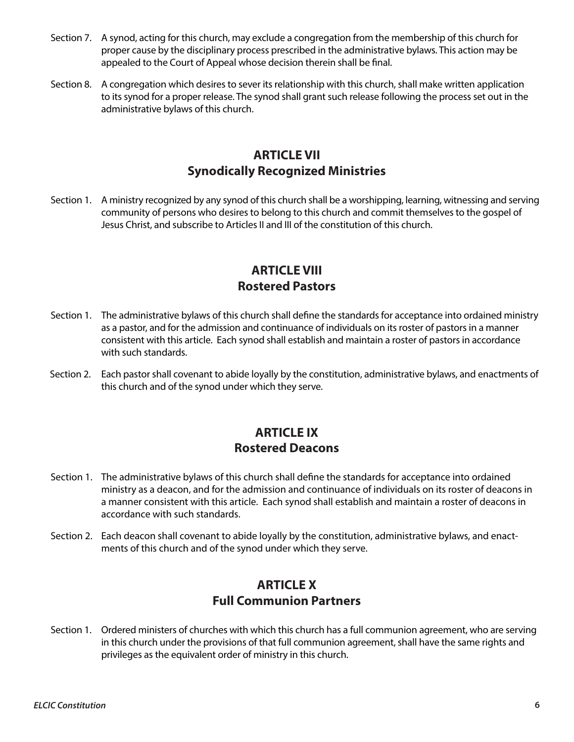Section 7. A synod, acting for this church, may exclude a congregation from the membership of this church for proper cause by the disciplinary process prescribed in the administrative bylaws. This action may be appealed to the Court of Appeal whose decision therein shall be final.

Section 8. A congregation which desires to sever its relationship with this church, shall make written application to its synod for a proper release. The synod shall grant such release following the process set out in the administrative bylaws of this church.

## ARTICLE VII
## Synodically Recognized Ministries

Section 1. A ministry recognized by any synod of this church shall be a worshipping, learning, witnessing and serving community of persons who desires to belong to this church and commit themselves to the gospel of Jesus Christ, and subscribe to Articles II and III of the constitution of this church.

## ARTICLE VIII
## Rostered Pastors

Section 1. The administrative bylaws of this church shall define the standards for acceptance into ordained ministry as a pastor, and for the admission and continuance of individuals on its roster of pastors in a manner consistent with this article. Each synod shall establish and maintain a roster of pastors in accordance with such standards.

Section 2. Each pastor shall covenant to abide loyally by the constitution, administrative bylaws, and enactments of this church and of the synod under which they serve.

## ARTICLE IX
## Rostered Deacons

Section 1. The administrative bylaws of this church shall define the standards for acceptance into ordained ministry as a deacon, and for the admission and continuance of individuals on its roster of deacons in a manner consistent with this article. Each synod shall establish and maintain a roster of deacons in accordance with such standards.

Section 2. Each deacon shall covenant to abide loyally by the constitution, administrative bylaws, and enactments of this church and of the synod under which they serve.

## ARTICLE X
## Full Communion Partners

Section 1. Ordered ministers of churches with which this church has a full communion agreement, who are serving in this church under the provisions of that full communion agreement, shall have the same rights and privileges as the equivalent order of ministry in this church.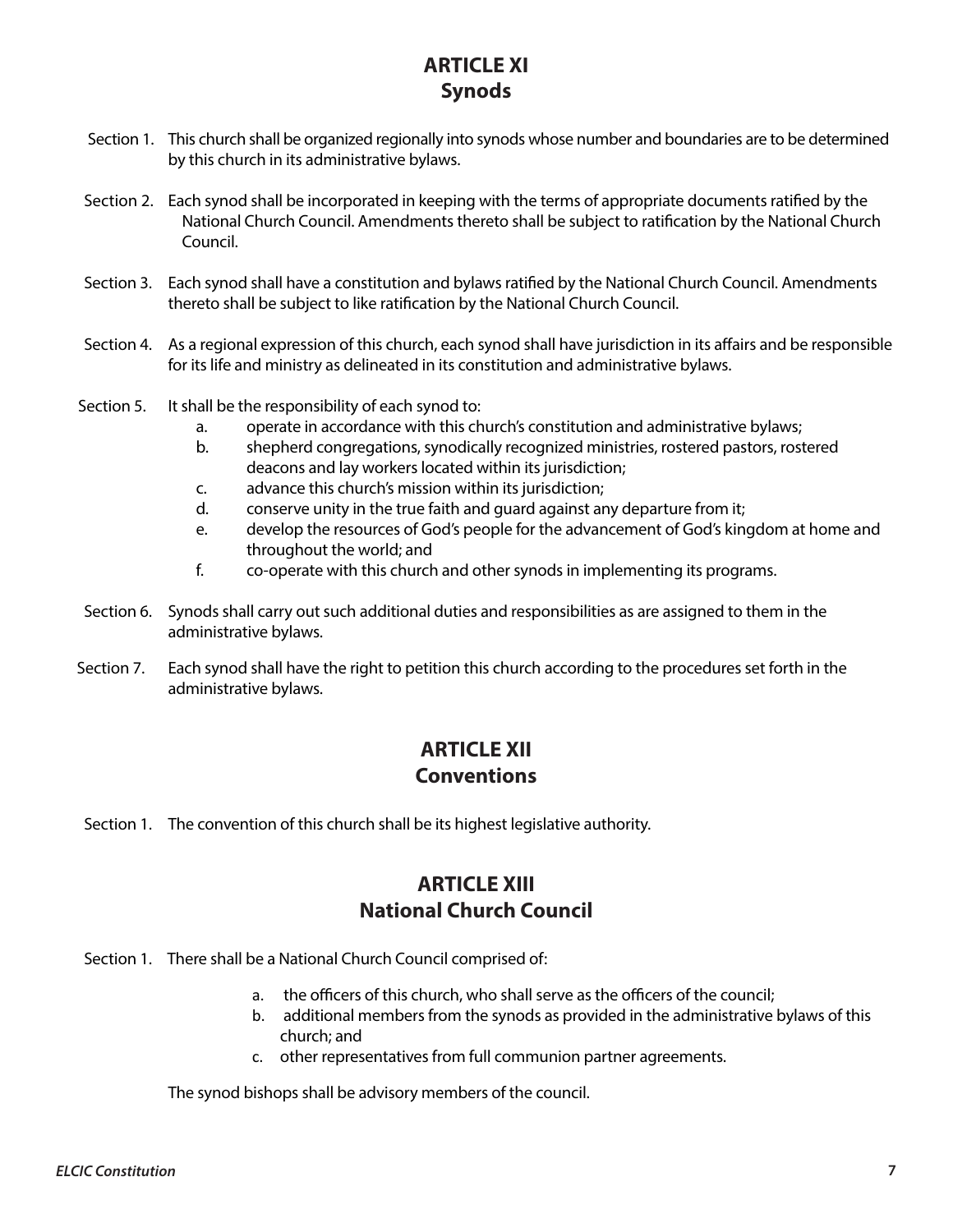## ARTICLE XI
## Synods

Section 1. This church shall be organized regionally into synods whose number and boundaries are to be determined by this church in its administrative bylaws.

Section 2. Each synod shall be incorporated in keeping with the terms of appropriate documents ratified by the National Church Council. Amendments thereto shall be subject to ratification by the National Church Council.

Section 3. Each synod shall have a constitution and bylaws ratified by the National Church Council. Amendments thereto shall be subject to like ratification by the National Church Council.

Section 4. As a regional expression of this church, each synod shall have jurisdiction in its affairs and be responsible for its life and ministry as delineated in its constitution and administrative bylaws.

Section 5. It shall be the responsibility of each synod to:

a. operate in accordance with this church's constitution and administrative bylaws;
b. shepherd congregations, synodically recognized ministries, rostered pastors, rostered deacons and lay workers located within its jurisdiction;
c. advance this church's mission within its jurisdiction;
d. conserve unity in the true faith and guard against any departure from it;
e. develop the resources of God's people for the advancement of God's kingdom at home and throughout the world; and
f. co-operate with this church and other synods in implementing its programs.

Section 6. Synods shall carry out such additional duties and responsibilities as are assigned to them in the administrative bylaws.

Section 7. Each synod shall have the right to petition this church according to the procedures set forth in the administrative bylaws.

## ARTICLE XII
## Conventions

Section 1. The convention of this church shall be its highest legislative authority.

## ARTICLE XIII
## National Church Council

Section 1. There shall be a National Church Council comprised of:

a. the officers of this church, who shall serve as the officers of the council;
b. additional members from the synods as provided in the administrative bylaws of this church; and
c. other representatives from full communion partner agreements.

The synod bishops shall be advisory members of the council.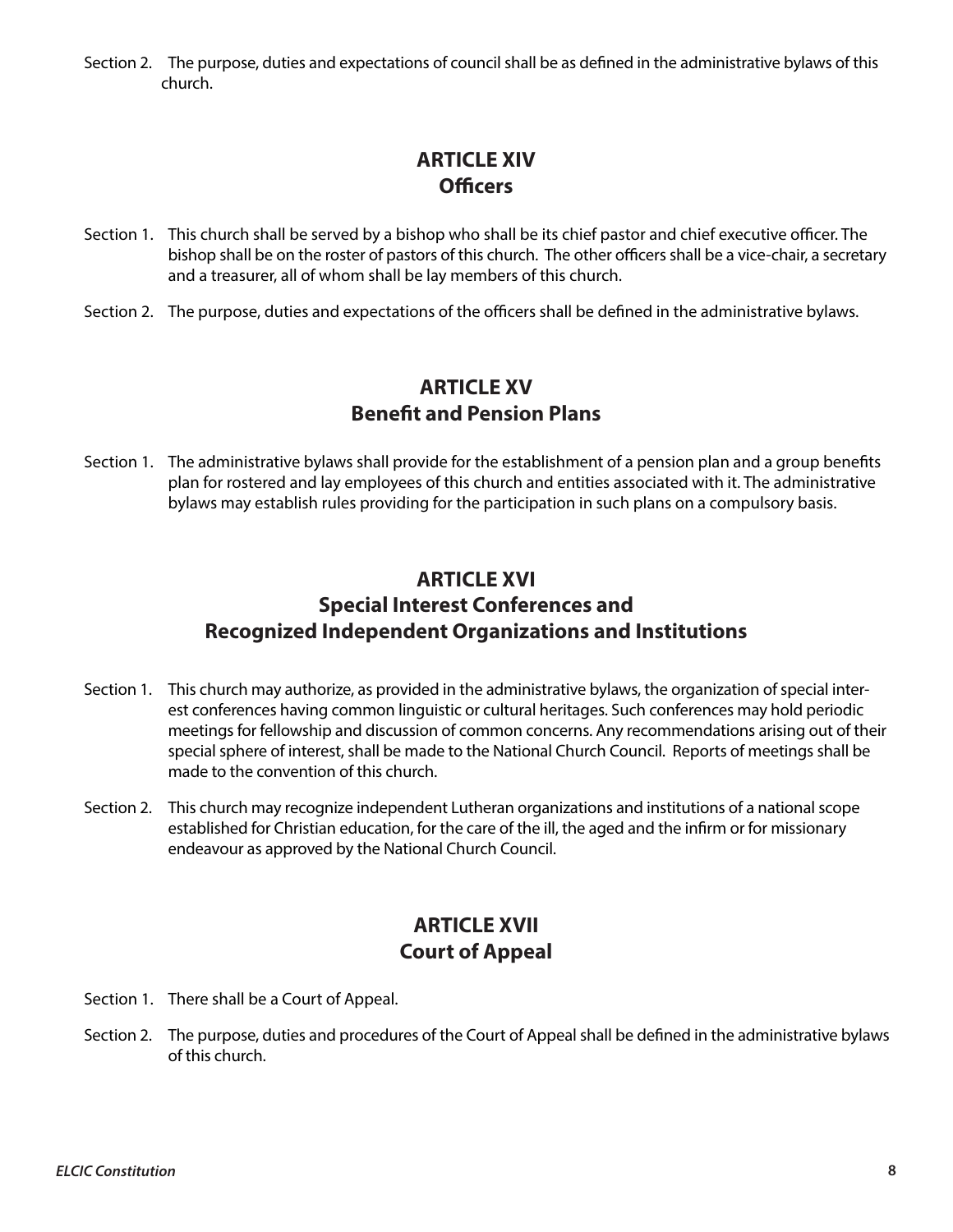Section 2. The purpose, duties and expectations of council shall be as defined in the administrative bylaws of this church.

## ARTICLE XIV
## Officers

Section 1. This church shall be served by a bishop who shall be its chief pastor and chief executive officer. The bishop shall be on the roster of pastors of this church. The other officers shall be a vice-chair, a secretary and a treasurer, all of whom shall be lay members of this church.

Section 2. The purpose, duties and expectations of the officers shall be defined in the administrative bylaws.

## ARTICLE XV
## Benefit and Pension Plans

Section 1. The administrative bylaws shall provide for the establishment of a pension plan and a group benefits plan for rostered and lay employees of this church and entities associated with it. The administrative bylaws may establish rules providing for the participation in such plans on a compulsory basis.

## ARTICLE XVI
## Special Interest Conferences and Recognized Independent Organizations and Institutions

Section 1. This church may authorize, as provided in the administrative bylaws, the organization of special interest conferences having common linguistic or cultural heritages. Such conferences may hold periodic meetings for fellowship and discussion of common concerns. Any recommendations arising out of their special sphere of interest, shall be made to the National Church Council. Reports of meetings shall be made to the convention of this church.

Section 2. This church may recognize independent Lutheran organizations and institutions of a national scope established for Christian education, for the care of the ill, the aged and the infirm or for missionary endeavour as approved by the National Church Council.

## ARTICLE XVII
## Court of Appeal

Section 1. There shall be a Court of Appeal.

Section 2. The purpose, duties and procedures of the Court of Appeal shall be defined in the administrative bylaws of this church.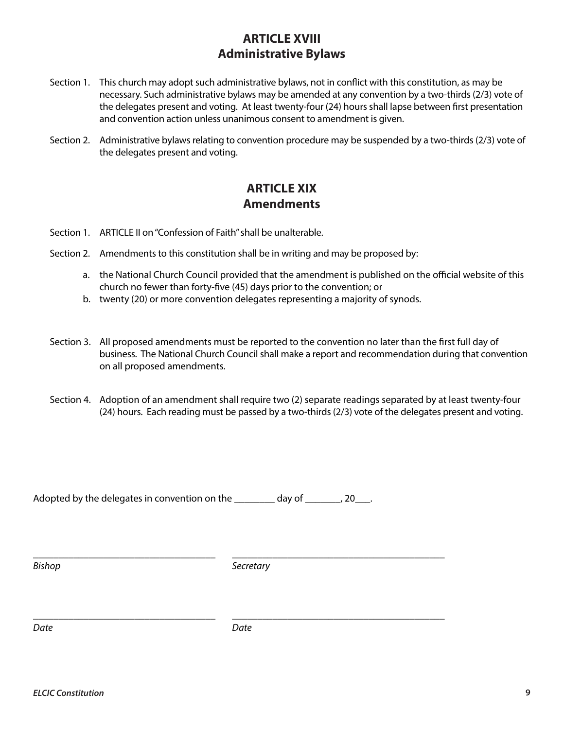## ARTICLE XVIII
## Administrative Bylaws

Section 1. This church may adopt such administrative bylaws, not in conflict with this constitution, as may be necessary. Such administrative bylaws may be amended at any convention by a two-thirds (2/3) vote of the delegates present and voting. At least twenty-four (24) hours shall lapse between first presentation and convention action unless unanimous consent to amendment is given.

Section 2. Administrative bylaws relating to convention procedure may be suspended by a two-thirds (2/3) vote of the delegates present and voting.

## ARTICLE XIX
## Amendments

Section 1. ARTICLE II on "Confession of Faith" shall be unalterable.

Section 2. Amendments to this constitution shall be in writing and may be proposed by:

a. the National Church Council provided that the amendment is published on the official website of this church no fewer than forty-five (45) days prior to the convention; or
b. twenty (20) or more convention delegates representing a majority of synods.

Section 3. All proposed amendments must be reported to the convention no later than the first full day of business. The National Church Council shall make a report and recommendation during that convention on all proposed amendments.

Section 4. Adoption of an amendment shall require two (2) separate readings separated by at least twenty-four (24) hours. Each reading must be passed by a two-thirds (2/3) vote of the delegates present and voting.

Adopted by the delegates in convention on the ________ day of _______, 20___.

| ____________________________________ | ____________________________________ |
|---|---|
| *Bishop* | *Secretary* |
| ____________________________________ | ____________________________________ |
| *Date* | *Date* |